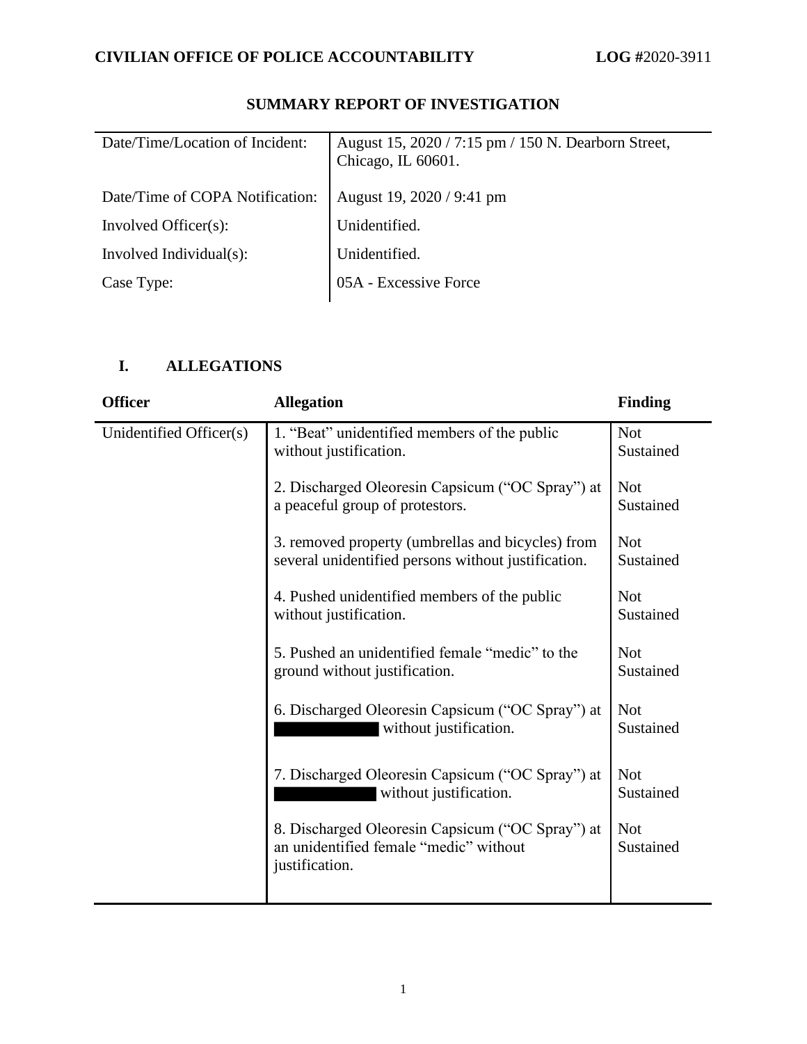**CIVILIAN OFFICE OF POLICE ACCOUNTABILITY** **LOG #**2020-3911

## SUMMARY REPORT OF INVESTIGATION

| | |
|---|---|
| Date/Time/Location of Incident: | August 15, 2020 / 7:15 pm / 150 N. Dearborn Street, Chicago, IL 60601. |
| Date/Time of COPA Notification: | August 19, 2020 / 9:41 pm |
| Involved Officer(s): | Unidentified. |
| Involved Individual(s): | Unidentified. |
| Case Type: | 05A - Excessive Force |

## I. ALLEGATIONS

| Officer | Allegation | Finding |
|---|---|---|
| Unidentified Officer(s) | 1. "Beat" unidentified members of the public without justification. | Not Sustained |
| | 2. Discharged Oleoresin Capsicum ("OC Spray") at a peaceful group of protestors. | Not Sustained |
| | 3. removed property (umbrellas and bicycles) from several unidentified persons without justification. | Not Sustained |
| | 4. Pushed unidentified members of the public without justification. | Not Sustained |
| | 5. Pushed an unidentified female "medic" to the ground without justification. | Not Sustained |
| | 6. Discharged Oleoresin Capsicum ("OC Spray") at ████████ without justification. | Not Sustained |
| | 7. Discharged Oleoresin Capsicum ("OC Spray") at ████████ without justification. | Not Sustained |
| | 8. Discharged Oleoresin Capsicum ("OC Spray") at an unidentified female "medic" without justification. | Not Sustained |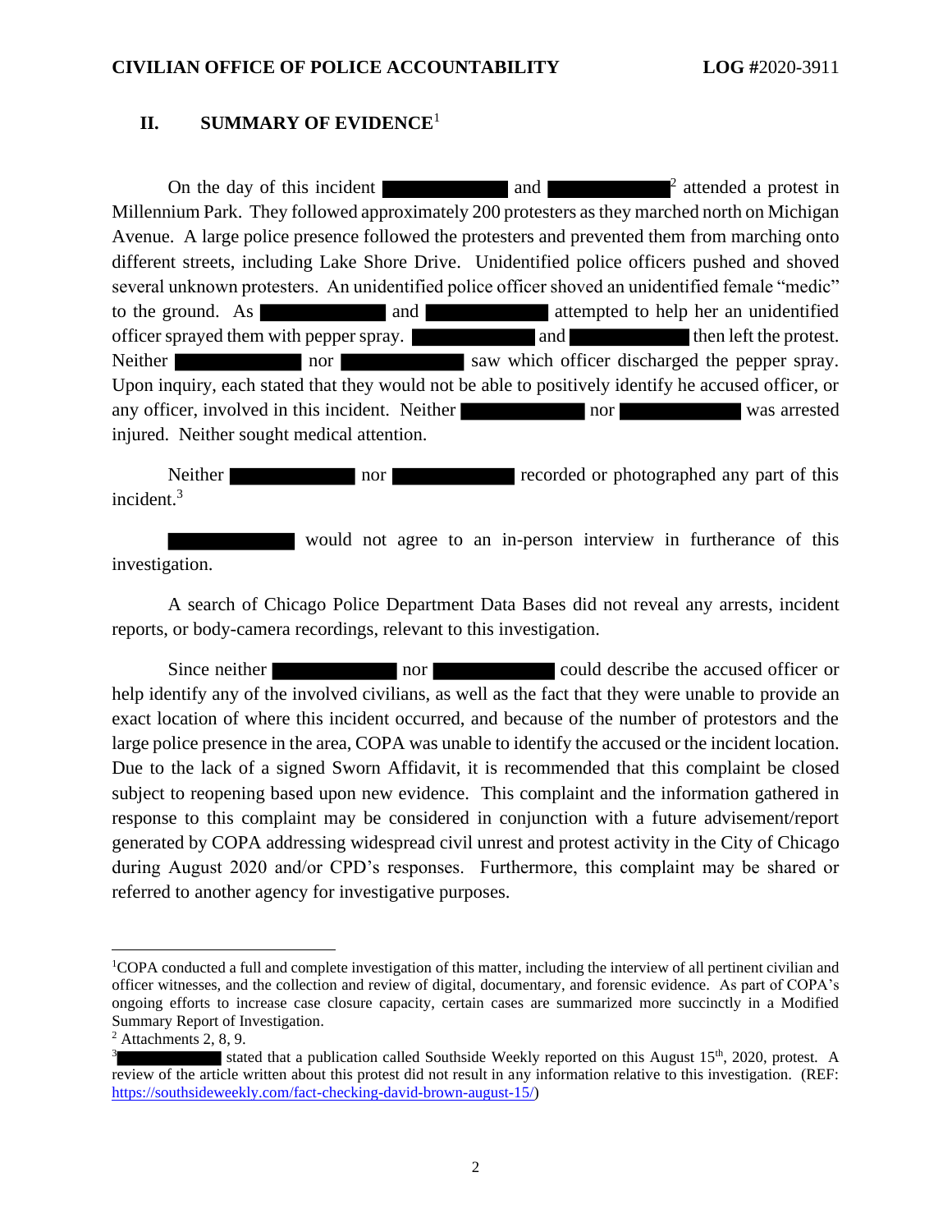## II. SUMMARY OF EVIDENCE[1]

On the day of this incident ██████████ and ██████████[2] attended a protest in Millennium Park. They followed approximately 200 protesters as they marched north on Michigan Avenue. A large police presence followed the protesters and prevented them from marching onto different streets, including Lake Shore Drive. Unidentified police officers pushed and shoved several unknown protesters. An unidentified police officer shoved an unidentified female "medic" to the ground. As ██████████ and ██████████ attempted to help her an unidentified officer sprayed them with pepper spray. ██████████ and ██████████ then left the protest. Neither ██████████ nor ██████████ saw which officer discharged the pepper spray. Upon inquiry, each stated that they would not be able to positively identify he accused officer, or any officer, involved in this incident. Neither ██████████ nor ██████████ was arrested injured. Neither sought medical attention.

Neither ██████████ nor ██████████ recorded or photographed any part of this incident.[3]

██████████ would not agree to an in-person interview in furtherance of this investigation.

A search of Chicago Police Department Data Bases did not reveal any arrests, incident reports, or body-camera recordings, relevant to this investigation.

Since neither ██████████ nor ██████████ could describe the accused officer or help identify any of the involved civilians, as well as the fact that they were unable to provide an exact location of where this incident occurred, and because of the number of protestors and the large police presence in the area, COPA was unable to identify the accused or the incident location. Due to the lack of a signed Sworn Affidavit, it is recommended that this complaint be closed subject to reopening based upon new evidence. This complaint and the information gathered in response to this complaint may be considered in conjunction with a future advisement/report generated by COPA addressing widespread civil unrest and protest activity in the City of Chicago during August 2020 and/or CPD's responses. Furthermore, this complaint may be shared or referred to another agency for investigative purposes.

---

[1] COPA conducted a full and complete investigation of this matter, including the interview of all pertinent civilian and officer witnesses, and the collection and review of digital, documentary, and forensic evidence. As part of COPA's ongoing efforts to increase case closure capacity, certain cases are summarized more succinctly in a Modified Summary Report of Investigation.

[2] Attachments 2, 8, 9.

[3] ██████████ stated that a publication called Southside Weekly reported on this August 15th, 2020, protest. A review of the article written about this protest did not result in any information relative to this investigation. (REF: https://southsideweekly.com/fact-checking-david-brown-august-15/)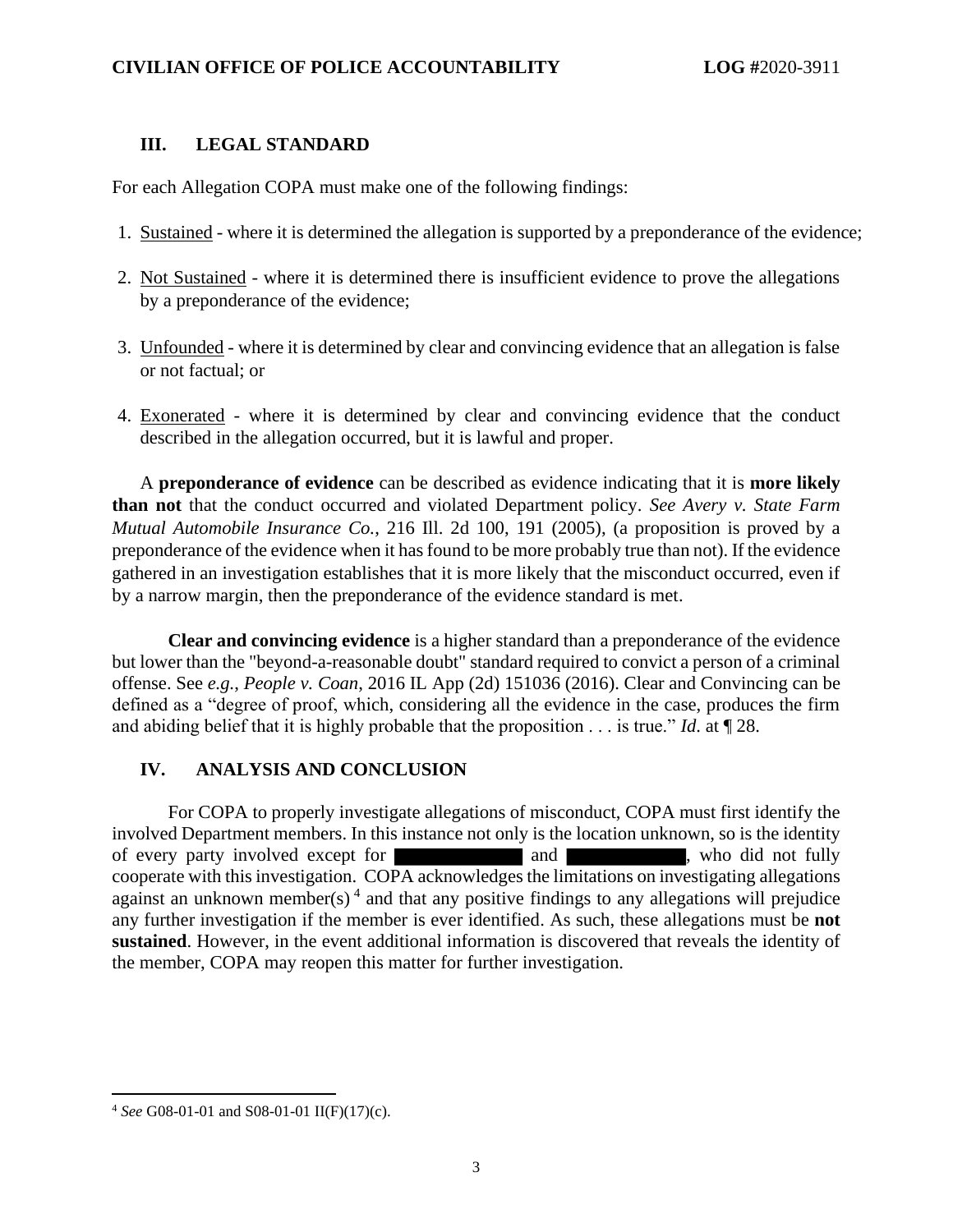## III. LEGAL STANDARD

For each Allegation COPA must make one of the following findings:

1. Sustained - where it is determined the allegation is supported by a preponderance of the evidence;
2. Not Sustained - where it is determined there is insufficient evidence to prove the allegations by a preponderance of the evidence;
3. Unfounded - where it is determined by clear and convincing evidence that an allegation is false or not factual; or
4. Exonerated - where it is determined by clear and convincing evidence that the conduct described in the allegation occurred, but it is lawful and proper.

A **preponderance of evidence** can be described as evidence indicating that it is **more likely than not** that the conduct occurred and violated Department policy. *See Avery v. State Farm Mutual Automobile Insurance Co.*, 216 Ill. 2d 100, 191 (2005), (a proposition is proved by a preponderance of the evidence when it has found to be more probably true than not). If the evidence gathered in an investigation establishes that it is more likely that the misconduct occurred, even if by a narrow margin, then the preponderance of the evidence standard is met.

**Clear and convincing evidence** is a higher standard than a preponderance of the evidence but lower than the "beyond-a-reasonable doubt" standard required to convict a person of a criminal offense. See *e.g.*, *People v. Coan*, 2016 IL App (2d) 151036 (2016). Clear and Convincing can be defined as a "degree of proof, which, considering all the evidence in the case, produces the firm and abiding belief that it is highly probable that the proposition . . . is true." *Id.* at ¶ 28.

## IV. ANALYSIS AND CONCLUSION

For COPA to properly investigate allegations of misconduct, COPA must first identify the involved Department members. In this instance not only is the location unknown, so is the identity of every party involved except for [REDACTED] and [REDACTED], who did not fully cooperate with this investigation. COPA acknowledges the limitations on investigating allegations against an unknown member(s) [4] and that any positive findings to any allegations will prejudice any further investigation if the member is ever identified. As such, these allegations must be **not sustained**. However, in the event additional information is discovered that reveals the identity of the member, COPA may reopen this matter for further investigation.

---

[4] *See* G08-01-01 and S08-01-01 II(F)(17)(c).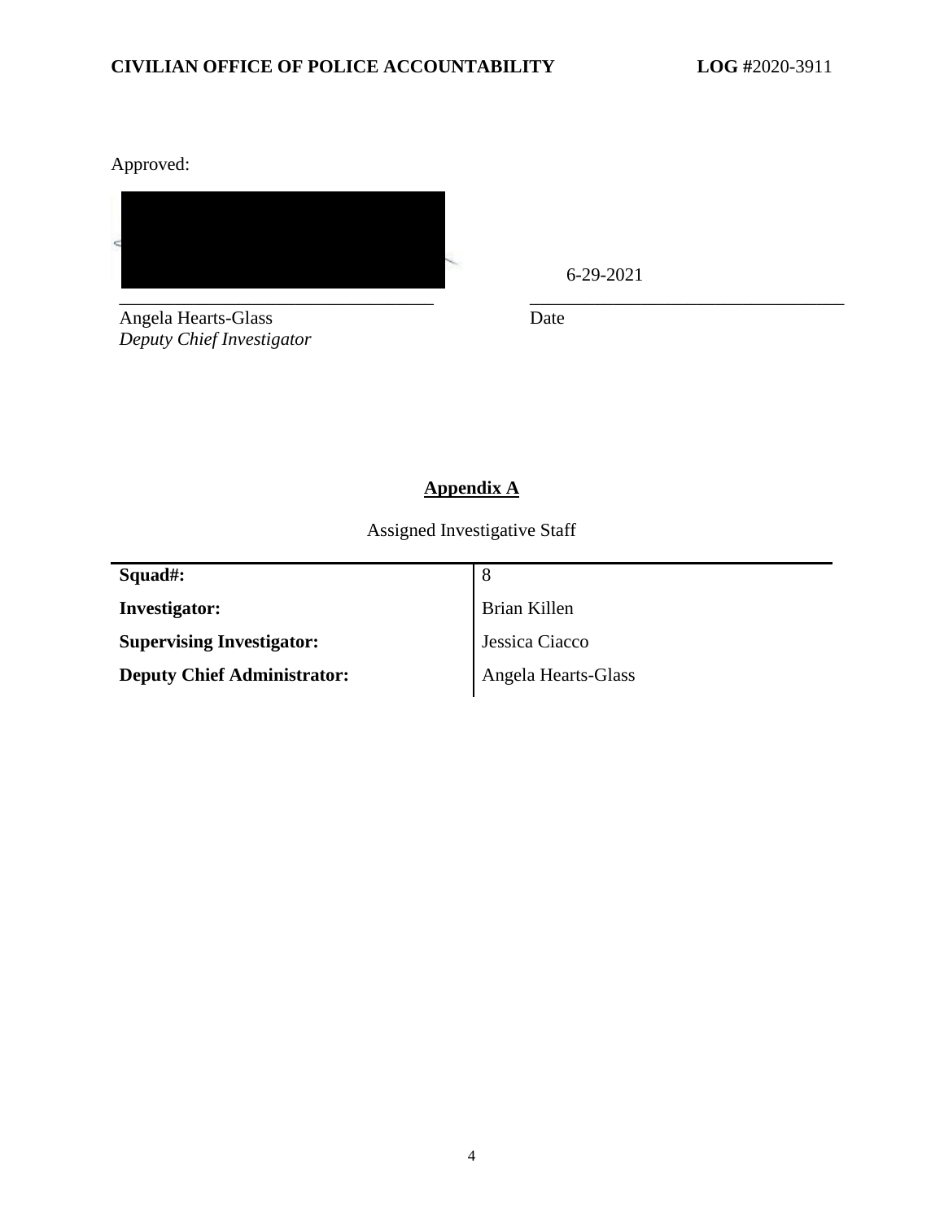Approved:

6-29-2021

______________________________ ______________________________

Angela Hearts-Glass
*Deputy Chief Investigator*

Date

## Appendix A

Assigned Investigative Staff

| | |
|---|---|
| **Squad#:** | 8 |
| **Investigator:** | Brian Killen |
| **Supervising Investigator:** | Jessica Ciacco |
| **Deputy Chief Administrator:** | Angela Hearts-Glass |